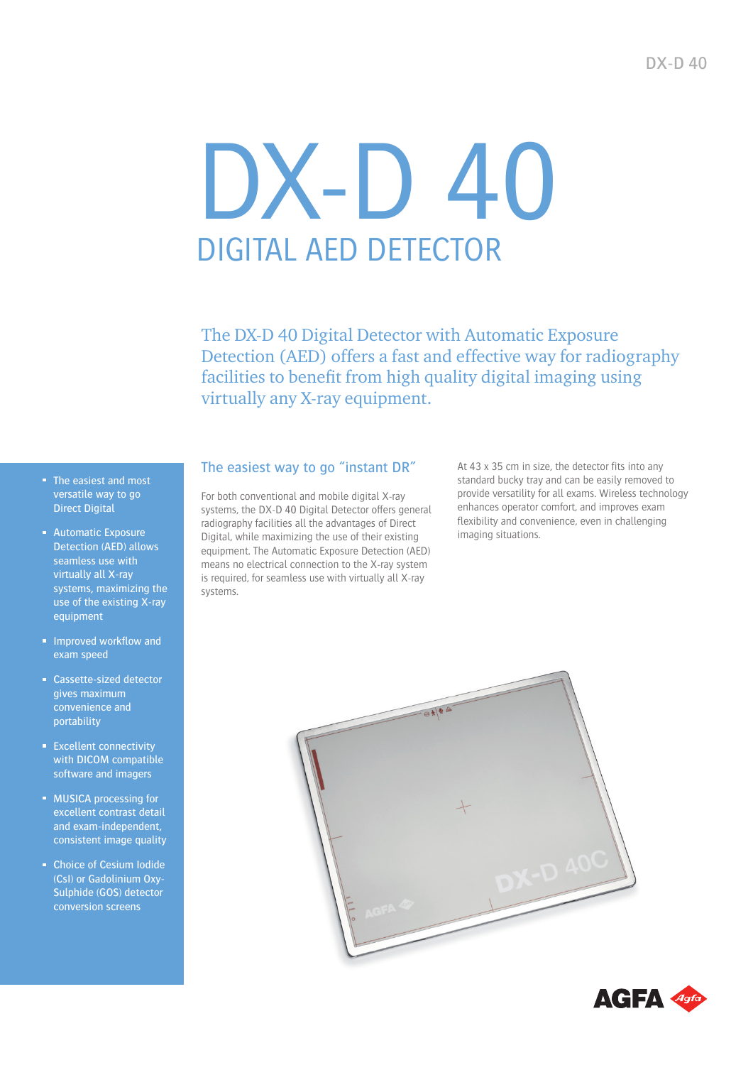# DX-D 40

## DIGITAL AED DETECTOR

The DX-D 40 Digital Detector with Automatic Exposure Detection (AED) offers a fast and effective way for radiography facilities to benefit from high quality digital imaging using virtually any X-ray equipment.

- The easiest and most versatile way to go Direct Digital
- Automatic Exposure Detection (AED) allows seamless use with virtually all X-ray systems, maximizing the use of the existing X-ray equipment
- Improved workflow and exam speed
- Cassette-sized detector gives maximum convenience and portability
- Excellent connectivity with DICOM compatible software and imagers
- MUSICA processing for excellent contrast detail and exam-independent, consistent image quality
- Choice of Cesium Iodide (CsI) or Gadolinium Oxy-Sulphide (GOS) detector conversion screens

### The easiest way to go "instant DR"

For both conventional and mobile digital X-ray systems, the DX-D 40 Digital Detector offers general radiography facilities all the advantages of Direct Digital, while maximizing the use of their existing equipment. The Automatic Exposure Detection (AED) means no electrical connection to the X-ray system is required, for seamless use with virtually all X-ray systems.

At 43 x 35 cm in size, the detector fits into any standard bucky tray and can be easily removed to provide versatility for all exams. Wireless technology enhances operator comfort, and improves exam flexibility and convenience, even in challenging imaging situations.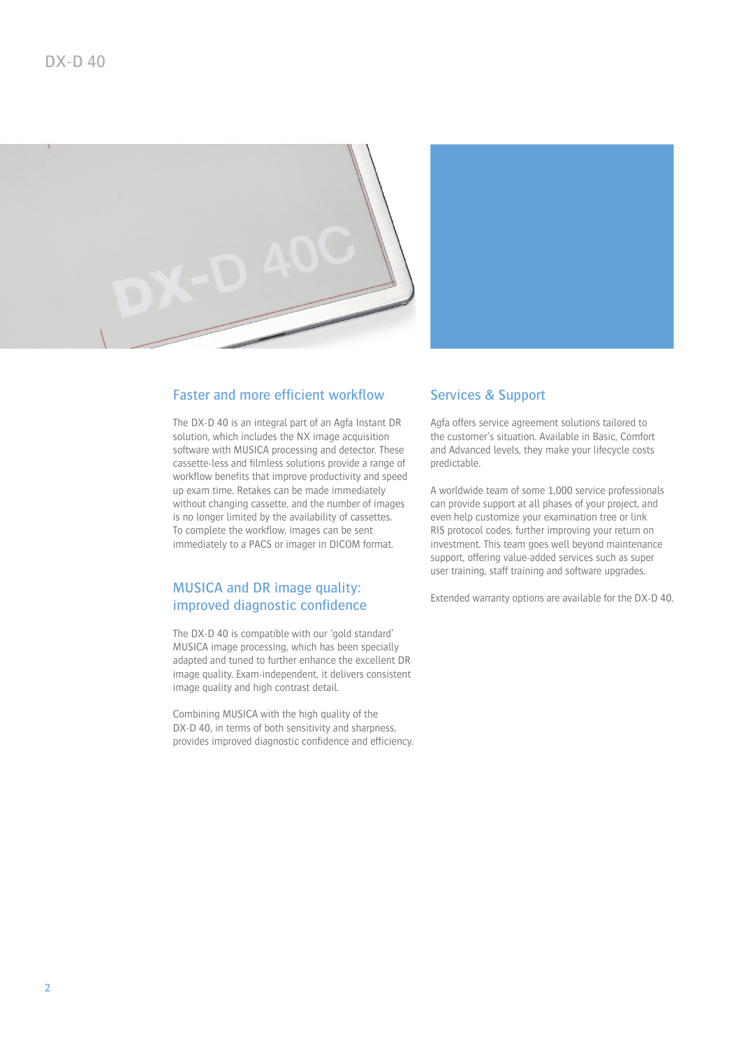## Faster and more efficient workflow

The DX-D 40 is an integral part of an Agfa Instant DR solution, which includes the NX image acquisition software with MUSICA processing and detector. These cassette-less and filmless solutions provide a range of workflow benefits that improve productivity and speed up exam time. Retakes can be made immediately without changing cassette, and the number of images is no longer limited by the availability of cassettes. To complete the workflow, images can be sent immediately to a PACS or imager in DICOM format.

## MUSICA and DR image quality: improved diagnostic confidence

The DX-D 40 is compatible with our 'gold standard' MUSICA image processing, which has been specially adapted and tuned to further enhance the excellent DR image quality. Exam-independent, it delivers consistent image quality and high contrast detail.

Combining MUSICA with the high quality of the DX-D 40, in terms of both sensitivity and sharpness, provides improved diagnostic confidence and efficiency.

## Services & Support

Agfa offers service agreement solutions tailored to the customer's situation. Available in Basic, Comfort and Advanced levels, they make your lifecycle costs predictable.

A worldwide team of some 1,000 service professionals can provide support at all phases of your project, and even help customize your examination tree or link RIS protocol codes, further improving your return on investment. This team goes well beyond maintenance support, offering value-added services such as super user training, staff training and software upgrades.

Extended warranty options are available for the DX-D 40.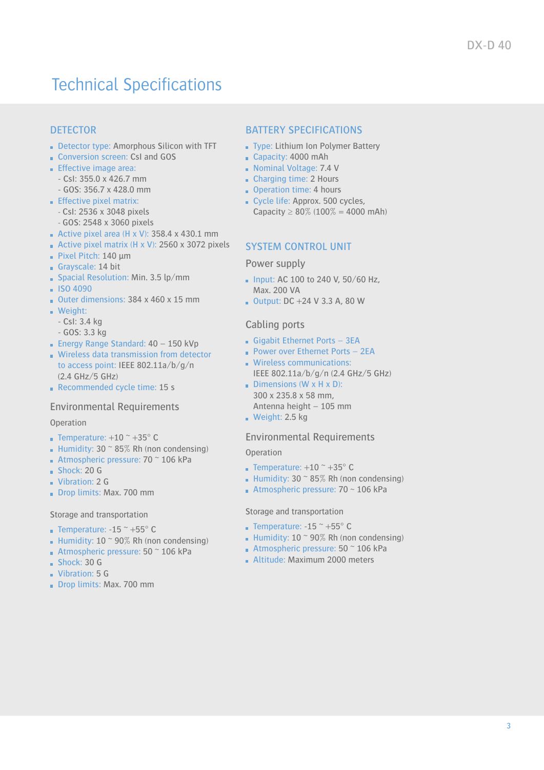# Technical Specifications

## DETECTOR

- Detector type: Amorphous Silicon with TFT
- Conversion screen: CsI and GOS
- Effective image area:
  - CsI: 355.0 x 426.7 mm
  - GOS: 356.7 x 428.0 mm
- Effective pixel matrix:
  - CsI: 2536 x 3048 pixels
  - GOS: 2548 x 3060 pixels
- Active pixel area (H x V): 358.4 x 430.1 mm
- Active pixel matrix (H x V): 2560 x 3072 pixels
- Pixel Pitch: 140 µm
- Grayscale: 14 bit
- Spacial Resolution: Min. 3.5 lp/mm
- ISO 4090
- Outer dimensions: 384 x 460 x 15 mm
- Weight:
  - CsI: 3.4 kg
  - GOS: 3.3 kg
- Energy Range Standard: 40 – 150 kVp
- Wireless data transmission from detector to access point: IEEE 802.11a/b/g/n (2.4 GHz/5 GHz)
- Recommended cycle time: 15 s

### Environmental Requirements

Operation

- Temperature: +10 ~ +35° C
- Humidity: 30 ~ 85% Rh (non condensing)
- Atmospheric pressure: 70 ~ 106 kPa
- Shock: 20 G
- Vibration: 2 G
- Drop limits: Max. 700 mm

Storage and transportation

- Temperature: -15 ~ +55° C
- Humidity: 10 ~ 90% Rh (non condensing)
- Atmospheric pressure: 50 ~ 106 kPa
- Shock: 30 G
- Vibration: 5 G
- Drop limits: Max. 700 mm

## BATTERY SPECIFICATIONS

- Type: Lithium Ion Polymer Battery
- Capacity: 4000 mAh
- Nominal Voltage: 7.4 V
- Charging time: 2 Hours
- Operation time: 4 hours
- Cycle life: Approx. 500 cycles, Capacity ≥ 80% (100% = 4000 mAh)

## SYSTEM CONTROL UNIT

### Power supply

- Input: AC 100 to 240 V, 50/60 Hz, Max. 200 VA
- Output: DC +24 V 3.3 A, 80 W

### Cabling ports

- Gigabit Ethernet Ports – 3EA
- Power over Ethernet Ports – 2EA
- Wireless communications: IEEE 802.11a/b/g/n (2.4 GHz/5 GHz)
- Dimensions (W x H x D): 300 x 235.8 x 58 mm, Antenna height – 105 mm
- Weight: 2.5 kg

### Environmental Requirements

Operation

- Temperature: +10 ~ +35° C
- Humidity: 30 ~ 85% Rh (non condensing)
- Atmospheric pressure: 70 ~ 106 kPa

Storage and transportation

- Temperature: -15 ~ +55° C
- Humidity: 10 ~ 90% Rh (non condensing)
- Atmospheric pressure: 50 ~ 106 kPa
- Altitude: Maximum 2000 meters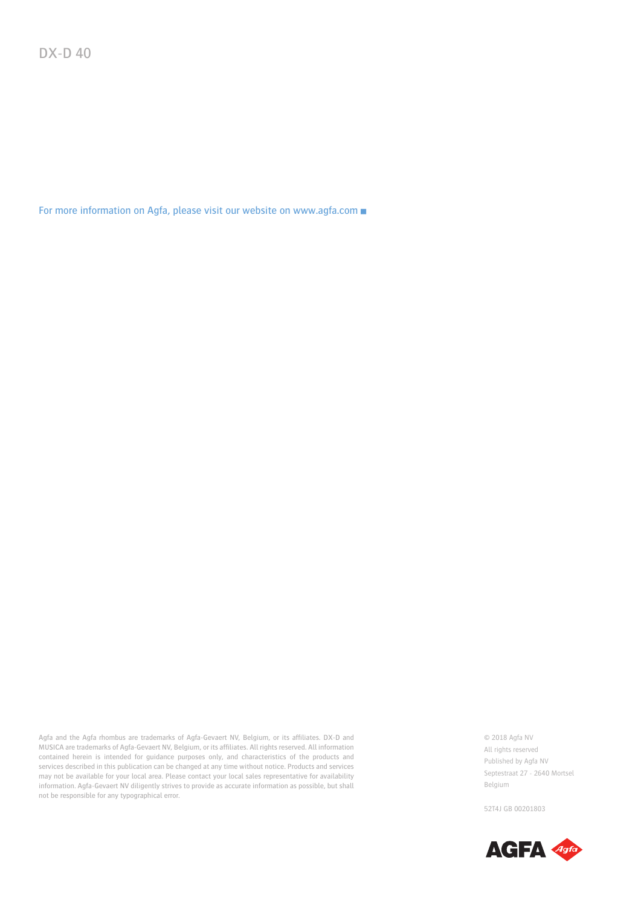DX-D 40

For more information on Agfa, please visit our website on www.agfa.com

Agfa and the Agfa rhombus are trademarks of Agfa-Gevaert NV, Belgium, or its affiliates. DX-D and MUSICA are trademarks of Agfa-Gevaert NV, Belgium, or its affiliates. All rights reserved. All information contained herein is intended for guidance purposes only, and characteristics of the products and services described in this publication can be changed at any time without notice. Products and services may not be available for your local area. Please contact your local sales representative for availability information. Agfa-Gevaert NV diligently strives to provide as accurate information as possible, but shall not be responsible for any typographical error.

© 2018 Agfa NV
All rights reserved
Published by Agfa NV
Septestraat 27 - 2640 Mortsel
Belgium

52T4J GB 00201803